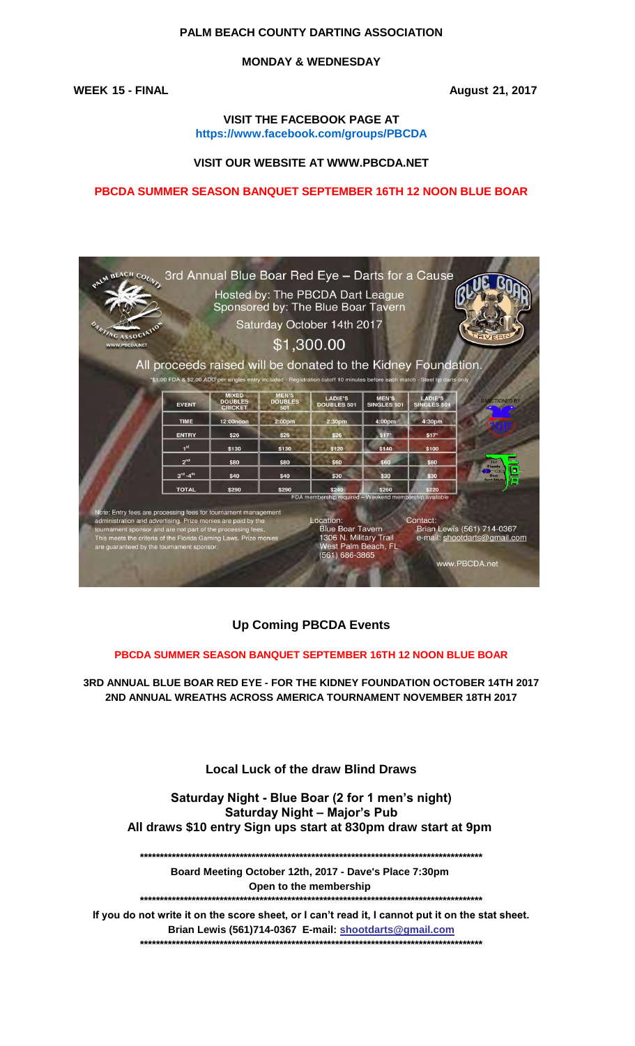**PALM BEACH COUNTY DARTING ASSOCIATION**

**MONDAY & WEDNESDAY**

**WEEK 15 - FINAL** **August 21, 2017**

**VISIT THE FACEBOOK PAGE AT**
**https://www.facebook.com/groups/PBCDA**

**VISIT OUR WEBSITE AT WWW.PBCDA.NET**

**PBCDA SUMMER SEASON BANQUET SEPTEMBER 16TH 12 NOON BLUE BOAR**

3rd Annual Blue Boar Red Eye – Darts for a Cause

Hosted by: The PBCDA Dart League
Sponsored by: The Blue Boar Tavern
Saturday October 14th 2017

$1,300.00

All proceeds raised will be donated to the Kidney Foundation.

*$1.00 FDA & $2.00 ADO per singles entry included - Registration cutoff 10 minutes before each match - Steel tip darts only

| EVENT | MIXED DOUBLES CRICKET | MEN'S DOUBLES 501 | LADIE'S DOUBLES 501 | MEN'S SINGLES 501 | LADIE'S SINGLES 501 |
|---|---|---|---|---|---|
| TIME | 12:00noon | 2:00pm | 2:30pm | 4:00pm | 4:30pm |
| ENTRY | $26 | $26 | $26 | $17* | $17* |
| 1st | $130 | $130 | $120 | $140 | $100 |
| 2nd | $80 | $80 | $60 | $60 | $60 |
| 3rd -4th | $40 | $40 | $30 | $30 | $30 |
| TOTAL | $290 | $290 | $240 | $260 | $220 |

FDA membership required – Weekend membership available

Note: Entry fees are processing fees for tournament management administration and advertising. Prize monies are paid by the tournament sponsor and are not part of the processing fees. This meets the criteria of the Florida Gaming Laws. Prize monies are guaranteed by the tournament sponsor.

Location:
Blue Boar Tavern
1306 N. Military Trail
West Palm Beach, FL
(561) 686-3865

Contact:
Brian Lewis (561) 714-0367
e-mail: shootdarts@gmail.com

www.PBCDA.net

## Up Coming PBCDA Events

**PBCDA SUMMER SEASON BANQUET SEPTEMBER 16TH 12 NOON BLUE BOAR**

**3RD ANNUAL BLUE BOAR RED EYE - FOR THE KIDNEY FOUNDATION OCTOBER 14TH 2017**
**2ND ANNUAL WREATHS ACROSS AMERICA TOURNAMENT NOVEMBER 18TH 2017**

## Local Luck of the draw Blind Draws

**Saturday Night - Blue Boar (2 for 1 men's night)**
**Saturday Night – Major's Pub**
**All draws $10 entry Sign ups start at 830pm draw start at 9pm**

*******************************************************************************************

**Board Meeting October 12th, 2017 - Dave's Place 7:30pm**
**Open to the membership**

*******************************************************************************************

**If you do not write it on the score sheet, or I can't read it, I cannot put it on the stat sheet.**
**Brian Lewis (561)714-0367 E-mail: shootdarts@gmail.com**

*******************************************************************************************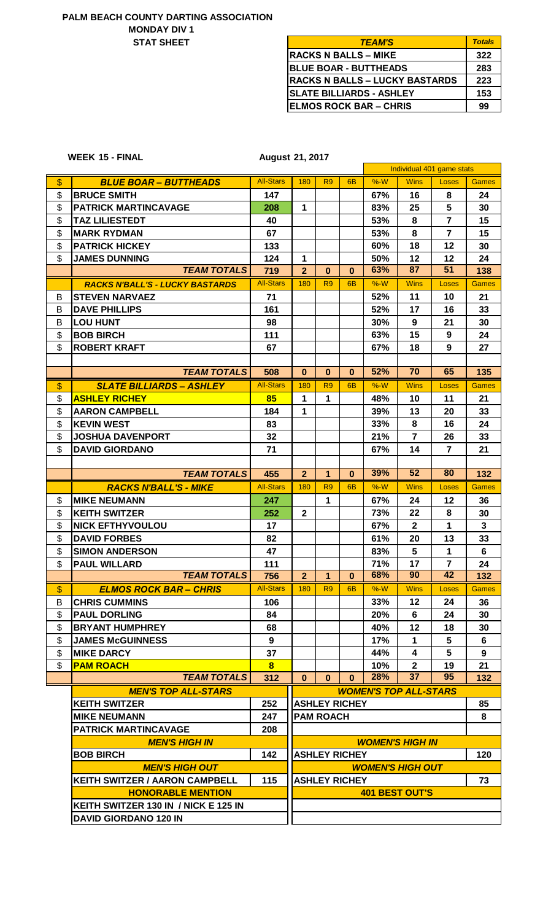# PALM BEACH COUNTY DARTING ASSOCIATION

## MONDAY DIV 1

## STAT SHEET

| TEAM'S | Totals |
|---|---|
| RACKS N BALLS – MIKE | 322 |
| BLUE BOAR - BUTTHEADS | 283 |
| RACKS N BALLS – LUCKY BASTARDS | 223 |
| SLATE BILLIARDS - ASHLEY | 153 |
| ELMOS ROCK BAR – CHRIS | 99 |

**WEEK 15 - FINAL** **August 21, 2017**

| | | | | | | Individual 401 game stats | | | | |
|---|---|---|---|---|---|---|---|---|---|---|
| $ | ***BLUE BOAR – BUTTHEADS*** | All-Stars | 180 | R9 | 6B | %-W | Wins | Loses | Games |
| $ | BRUCE SMITH | 147 | | | | 67% | 16 | 8 | 24 |
| $ | PATRICK MARTINCAVAGE | 208 | 1 | | | 83% | 25 | 5 | 30 |
| $ | TAZ LILIESTEDT | 40 | | | | 53% | 8 | 7 | 15 |
| $ | MARK RYDMAN | 67 | | | | 53% | 8 | 7 | 15 |
| $ | PATRICK HICKEY | 133 | | | | 60% | 18 | 12 | 30 |
| $ | JAMES DUNNING | 124 | 1 | | | 50% | 12 | 12 | 24 |
| | ***TEAM TOTALS*** | 719 | 2 | 0 | 0 | 63% | 87 | 51 | 138 |
| | ***RACKS N'BALL'S - LUCKY BASTARDS*** | All-Stars | 180 | R9 | 6B | %-W | Wins | Loses | Games |
| B | STEVEN NARVAEZ | 71 | | | | 52% | 11 | 10 | 21 |
| B | DAVE PHILLIPS | 161 | | | | 52% | 17 | 16 | 33 |
| B | LOU HUNT | 98 | | | | 30% | 9 | 21 | 30 |
| $ | BOB BIRCH | 111 | | | | 63% | 15 | 9 | 24 |
| $ | ROBERT KRAFT | 67 | | | | 67% | 18 | 9 | 27 |
| | | | | | | | | | |
| | ***TEAM TOTALS*** | 508 | 0 | 0 | 0 | 52% | 70 | 65 | 135 |
| $ | ***SLATE BILLIARDS – ASHLEY*** | All-Stars | 180 | R9 | 6B | %-W | Wins | Loses | Games |
| $ | ASHLEY RICHEY | 85 | 1 | 1 | | 48% | 10 | 11 | 21 |
| $ | AARON CAMPBELL | 184 | 1 | | | 39% | 13 | 20 | 33 |
| $ | KEVIN WEST | 83 | | | | 33% | 8 | 16 | 24 |
| $ | JOSHUA DAVENPORT | 32 | | | | 21% | 7 | 26 | 33 |
| $ | DAVID GIORDANO | 71 | | | | 67% | 14 | 7 | 21 |
| | | | | | | | | | |
| | ***TEAM TOTALS*** | 455 | 2 | 1 | 0 | 39% | 52 | 80 | 132 |
| | ***RACKS N'BALL'S - MIKE*** | All-Stars | 180 | R9 | 6B | %-W | Wins | Loses | Games |
| $ | MIKE NEUMANN | 247 | | 1 | | 67% | 24 | 12 | 36 |
| $ | KEITH SWITZER | 252 | 2 | | | 73% | 22 | 8 | 30 |
| $ | NICK EFTHYVOULOU | 17 | | | | 67% | 2 | 1 | 3 |
| $ | DAVID FORBES | 82 | | | | 61% | 20 | 13 | 33 |
| $ | SIMON ANDERSON | 47 | | | | 83% | 5 | 1 | 6 |
| $ | PAUL WILLARD | 111 | | | | 71% | 17 | 7 | 24 |
| | ***TEAM TOTALS*** | 756 | 2 | 1 | 0 | 68% | 90 | 42 | 132 |
| $ | ***ELMOS ROCK BAR – CHRIS*** | All-Stars | 180 | R9 | 6B | %-W | Wins | Loses | Games |
| B | CHRIS CUMMINS | 106 | | | | 33% | 12 | 24 | 36 |
| $ | PAUL DORLING | 84 | | | | 20% | 6 | 24 | 30 |
| $ | BRYANT HUMPHREY | 68 | | | | 40% | 12 | 18 | 30 |
| $ | JAMES McGUINNESS | 9 | | | | 17% | 1 | 5 | 6 |
| $ | MIKE DARCY | 37 | | | | 44% | 4 | 5 | 9 |
| $ | PAM ROACH | 8 | | | | 10% | 2 | 19 | 21 |
| | ***TEAM TOTALS*** | 312 | 0 | 0 | 0 | 28% | 37 | 95 | 132 |

| ***MEN'S TOP ALL-STARS*** | | ***WOMEN'S TOP ALL-STARS*** | |
|---|---|---|---|
| KEITH SWITZER | 252 | ASHLEY RICHEY | 85 |
| MIKE NEUMANN | 247 | PAM ROACH | 8 |
| PATRICK MARTINCAVAGE | 208 | | |
| ***MEN'S HIGH IN*** | | ***WOMEN'S HIGH IN*** | |
| BOB BIRCH | 142 | ASHLEY RICHEY | 120 |
| ***MEN'S HIGH OUT*** | | ***WOMEN'S HIGH OUT*** | |
| KEITH SWITZER / AARON CAMPBELL | 115 | ASHLEY RICHEY | 73 |
| ***HONORABLE MENTION*** | | ***401 BEST OUT'S*** | |
| KEITH SWITZER 130 IN / NICK E 125 IN | | | |
| DAVID GIORDANO 120 IN | | | |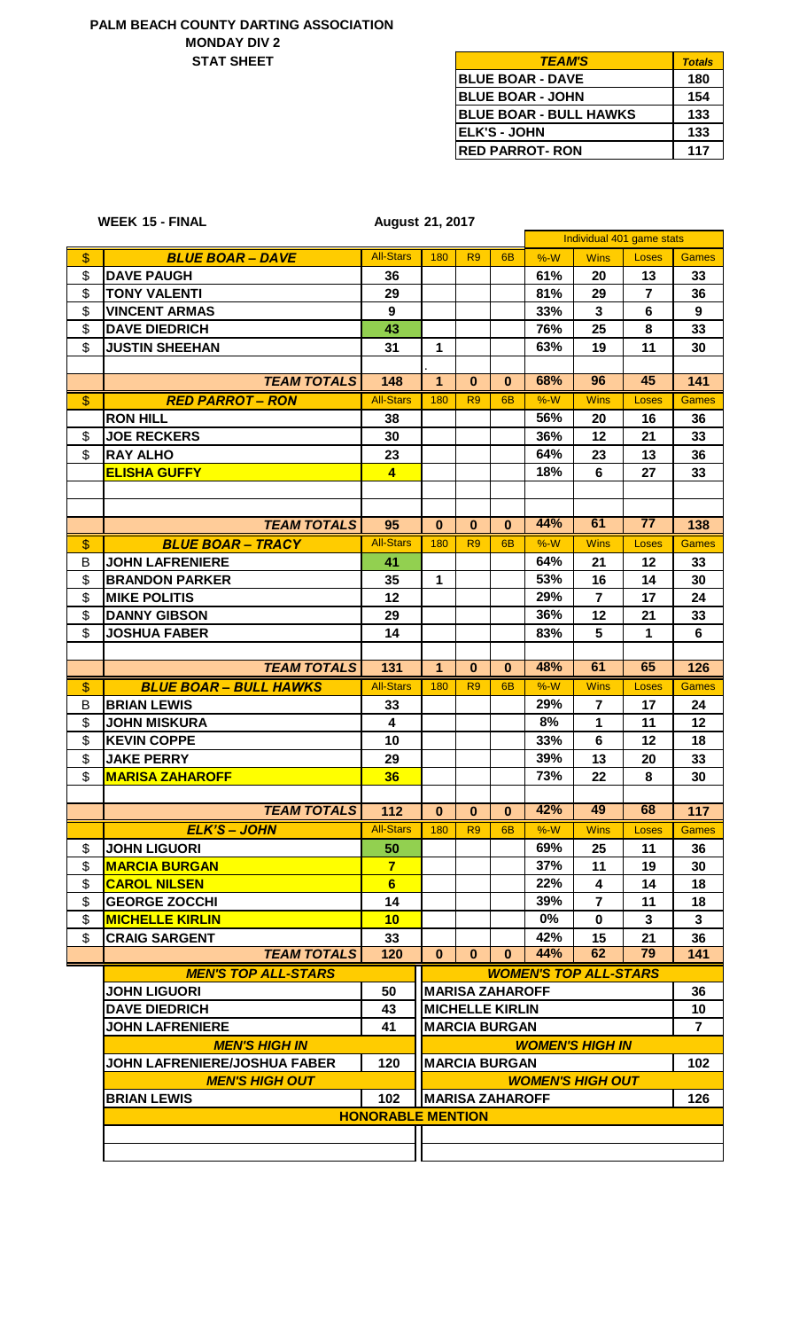# PALM BEACH COUNTY DARTING ASSOCIATION
## MONDAY DIV 2
## STAT SHEET

| *TEAM'S* | *Totals* |
|---|---|
| BLUE BOAR - DAVE | 180 |
| BLUE BOAR - JOHN | 154 |
| BLUE BOAR - BULL HAWKS | 133 |
| ELK'S - JOHN | 133 |
| RED PARROT- RON | 117 |

**WEEK 15 - FINAL** | **August 21, 2017**

| | | | | | | Individual 401 game stats | | | |
|---|---|---|---|---|---|---|---|---|---|
| $ | ***BLUE BOAR – DAVE*** | All-Stars | 180 | R9 | 6B | %-W | Wins | Loses | Games |
| $ | DAVE PAUGH | 36 | | | | 61% | 20 | 13 | 33 |
| $ | TONY VALENTI | 29 | | | | 81% | 29 | 7 | 36 |
| $ | VINCENT ARMAS | 9 | | | | 33% | 3 | 6 | 9 |
| $ | DAVE DIEDRICH | 43 | | | | 76% | 25 | 8 | 33 |
| $ | JUSTIN SHEEHAN | 31 | 1 | | | 63% | 19 | 11 | 30 |
| | ***TEAM TOTALS*** | 148 | 1 | 0 | 0 | 68% | 96 | 45 | 141 |
| $ | ***RED PARROT – RON*** | All-Stars | 180 | R9 | 6B | %-W | Wins | Loses | Games |
| | RON HILL | 38 | | | | 56% | 20 | 16 | 36 |
| $ | JOE RECKERS | 30 | | | | 36% | 12 | 21 | 33 |
| $ | RAY ALHO | 23 | | | | 64% | 23 | 13 | 36 |
| | ELISHA GUFFY | 4 | | | | 18% | 6 | 27 | 33 |
| | ***TEAM TOTALS*** | 95 | 0 | 0 | 0 | 44% | 61 | 77 | 138 |
| $ | ***BLUE BOAR – TRACY*** | All-Stars | 180 | R9 | 6B | %-W | Wins | Loses | Games |
| B | JOHN LAFRENIERE | 41 | | | | 64% | 21 | 12 | 33 |
| $ | BRANDON PARKER | 35 | 1 | | | 53% | 16 | 14 | 30 |
| $ | MIKE POLITIS | 12 | | | | 29% | 7 | 17 | 24 |
| $ | DANNY GIBSON | 29 | | | | 36% | 12 | 21 | 33 |
| $ | JOSHUA FABER | 14 | | | | 83% | 5 | 1 | 6 |
| | ***TEAM TOTALS*** | 131 | 1 | 0 | 0 | 48% | 61 | 65 | 126 |
| $ | ***BLUE BOAR – BULL HAWKS*** | All-Stars | 180 | R9 | 6B | %-W | Wins | Loses | Games |
| B | BRIAN LEWIS | 33 | | | | 29% | 7 | 17 | 24 |
| $ | JOHN MISKURA | 4 | | | | 8% | 1 | 11 | 12 |
| $ | KEVIN COPPE | 10 | | | | 33% | 6 | 12 | 18 |
| $ | JAKE PERRY | 29 | | | | 39% | 13 | 20 | 33 |
| $ | MARISA ZAHAROFF | 36 | | | | 73% | 22 | 8 | 30 |
| | ***TEAM TOTALS*** | 112 | 0 | 0 | 0 | 42% | 49 | 68 | 117 |
| | ***ELK'S – JOHN*** | All-Stars | 180 | R9 | 6B | %-W | Wins | Loses | Games |
| $ | JOHN LIGUORI | 50 | | | | 69% | 25 | 11 | 36 |
| $ | MARCIA BURGAN | 7 | | | | 37% | 11 | 19 | 30 |
| $ | CAROL NILSEN | 6 | | | | 22% | 4 | 14 | 18 |
| $ | GEORGE ZOCCHI | 14 | | | | 39% | 7 | 11 | 18 |
| $ | MICHELLE KIRLIN | 10 | | | | 0% | 0 | 3 | 3 |
| $ | CRAIG SARGENT | 33 | | | | 42% | 15 | 21 | 36 |
| | ***TEAM TOTALS*** | 120 | 0 | 0 | 0 | 44% | 62 | 79 | 141 |

| ***MEN'S TOP ALL-STARS*** | | ***WOMEN'S TOP ALL-STARS*** | |
|---|---|---|---|
| JOHN LIGUORI | 50 | MARISA ZAHAROFF | 36 |
| DAVE DIEDRICH | 43 | MICHELLE KIRLIN | 10 |
| JOHN LAFRENIERE | 41 | MARCIA BURGAN | 7 |
| ***MEN'S HIGH IN*** | | ***WOMEN'S HIGH IN*** | |
| JOHN LAFRENIERE/JOSHUA FABER | 120 | MARCIA BURGAN | 102 |
| ***MEN'S HIGH OUT*** | | ***WOMEN'S HIGH OUT*** | |
| BRIAN LEWIS | 102 | MARISA ZAHAROFF | 126 |
| **HONORABLE MENTION** | | | |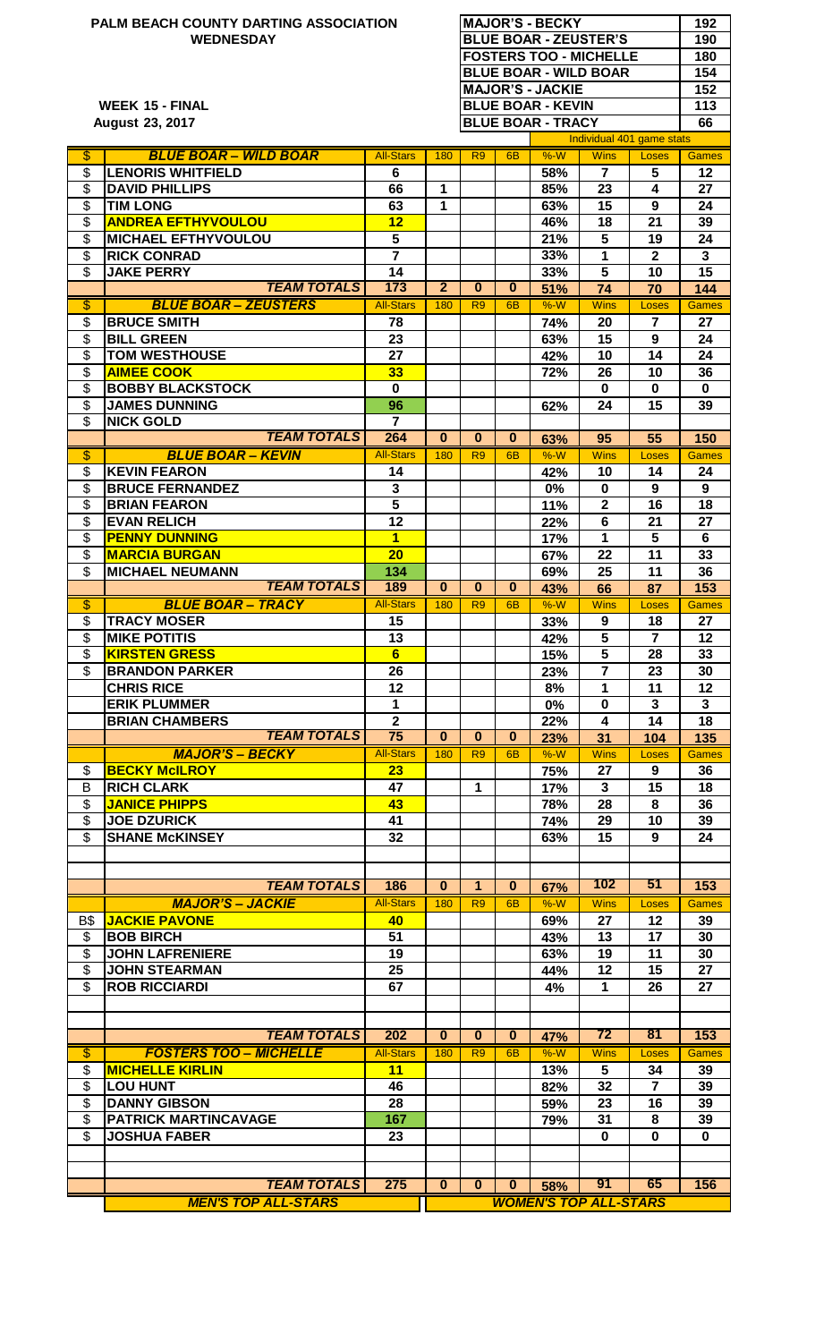**PALM BEACH COUNTY DARTING ASSOCIATION**
**WEDNESDAY**

**WEEK 15 - FINAL**
**August 23, 2017**

| | |
|---|---|
| MAJOR'S - BECKY | 192 |
| BLUE BOAR - ZEUSTER'S | 190 |
| FOSTERS TOO - MICHELLE | 180 |
| BLUE BOAR - WILD BOAR | 154 |
| MAJOR'S - JACKIE | 152 |
| BLUE BOAR - KEVIN | 113 |
| BLUE BOAR - TRACY | 66 |

Individual 401 game stats

| $ | BLUE BOAR – WILD BOAR | All-Stars | 180 | R9 | 6B | %-W | Wins | Loses | Games |
|---|---|---|---|---|---|---|---|---|---|
| $ | LENORIS WHITFIELD | 6 | | | | 58% | 7 | 5 | 12 |
| $ | DAVID PHILLIPS | 66 | 1 | | | 85% | 23 | 4 | 27 |
| $ | TIM LONG | 63 | 1 | | | 63% | 15 | 9 | 24 |
| $ | ANDREA EFTHYVOULOU | 12 | | | | 46% | 18 | 21 | 39 |
| $ | MICHAEL EFTHYVOULOU | 5 | | | | 21% | 5 | 19 | 24 |
| $ | RICK CONRAD | 7 | | | | 33% | 1 | 2 | 3 |
| $ | JAKE PERRY | 14 | | | | 33% | 5 | 10 | 15 |
| | TEAM TOTALS | 173 | 2 | 0 | 0 | 51% | 74 | 70 | 144 |
| $ | BLUE BOAR – ZEUSTERS | All-Stars | 180 | R9 | 6B | %-W | Wins | Loses | Games |
| $ | BRUCE SMITH | 78 | | | | 74% | 20 | 7 | 27 |
| $ | BILL GREEN | 23 | | | | 63% | 15 | 9 | 24 |
| $ | TOM WESTHOUSE | 27 | | | | 42% | 10 | 14 | 24 |
| $ | AIMEE COOK | 33 | | | | 72% | 26 | 10 | 36 |
| $ | BOBBY BLACKSTOCK | 0 | | | | | 0 | 0 | 0 |
| $ | JAMES DUNNING | 96 | | | | 62% | 24 | 15 | 39 |
| $ | NICK GOLD | 7 | | | | | | | |
| | TEAM TOTALS | 264 | 0 | 0 | 0 | 63% | 95 | 55 | 150 |
| $ | BLUE BOAR – KEVIN | All-Stars | 180 | R9 | 6B | %-W | Wins | Loses | Games |
| $ | KEVIN FEARON | 14 | | | | 42% | 10 | 14 | 24 |
| $ | BRUCE FERNANDEZ | 3 | | | | 0% | 0 | 9 | 9 |
| $ | BRIAN FEARON | 5 | | | | 11% | 2 | 16 | 18 |
| $ | EVAN RELICH | 12 | | | | 22% | 6 | 21 | 27 |
| $ | PENNY DUNNING | 1 | | | | 17% | 1 | 5 | 6 |
| $ | MARCIA BURGAN | 20 | | | | 67% | 22 | 11 | 33 |
| $ | MICHAEL NEUMANN | 134 | | | | 69% | 25 | 11 | 36 |
| | TEAM TOTALS | 189 | 0 | 0 | 0 | 43% | 66 | 87 | 153 |
| $ | BLUE BOAR – TRACY | All-Stars | 180 | R9 | 6B | %-W | Wins | Loses | Games |
| $ | TRACY MOSER | 15 | | | | 33% | 9 | 18 | 27 |
| $ | MIKE POTITIS | 13 | | | | 42% | 5 | 7 | 12 |
| $ | KIRSTEN GRESS | 6 | | | | 15% | 5 | 28 | 33 |
| $ | BRANDON PARKER | 26 | | | | 23% | 7 | 23 | 30 |
| | CHRIS RICE | 12 | | | | 8% | 1 | 11 | 12 |
| | ERIK PLUMMER | 1 | | | | 0% | 0 | 3 | 3 |
| | BRIAN CHAMBERS | 2 | | | | 22% | 4 | 14 | 18 |
| | TEAM TOTALS | 75 | 0 | 0 | 0 | 23% | 31 | 104 | 135 |
| | MAJOR'S – BECKY | All-Stars | 180 | R9 | 6B | %-W | Wins | Loses | Games |
| $ | BECKY McILROY | 23 | | | | 75% | 27 | 9 | 36 |
| B | RICH CLARK | 47 | | 1 | | 17% | 3 | 15 | 18 |
| $ | JANICE PHIPPS | 43 | | | | 78% | 28 | 8 | 36 |
| $ | JOE DZURICK | 41 | | | | 74% | 29 | 10 | 39 |
| $ | SHANE McKINSEY | 32 | | | | 63% | 15 | 9 | 24 |
| | TEAM TOTALS | 186 | 0 | 1 | 0 | 67% | 102 | 51 | 153 |
| | MAJOR'S – JACKIE | All-Stars | 180 | R9 | 6B | %-W | Wins | Loses | Games |
| B$ | JACKIE PAVONE | 40 | | | | 69% | 27 | 12 | 39 |
| $ | BOB BIRCH | 51 | | | | 43% | 13 | 17 | 30 |
| $ | JOHN LAFRENIERE | 19 | | | | 63% | 19 | 11 | 30 |
| $ | JOHN STEARMAN | 25 | | | | 44% | 12 | 15 | 27 |
| $ | ROB RICCIARDI | 67 | | | | 4% | 1 | 26 | 27 |
| | TEAM TOTALS | 202 | 0 | 0 | 0 | 47% | 72 | 81 | 153 |
| $ | FOSTERS TOO – MICHELLE | All-Stars | 180 | R9 | 6B | %-W | Wins | Loses | Games |
| $ | MICHELLE KIRLIN | 11 | | | | 13% | 5 | 34 | 39 |
| $ | LOU HUNT | 46 | | | | 82% | 32 | 7 | 39 |
| $ | DANNY GIBSON | 28 | | | | 59% | 23 | 16 | 39 |
| $ | PATRICK MARTINCAVAGE | 167 | | | | 79% | 31 | 8 | 39 |
| $ | JOSHUA FABER | 23 | | | | | 0 | 0 | 0 |
| | TEAM TOTALS | 275 | 0 | 0 | 0 | 58% | 91 | 65 | 156 |

**MEN'S TOP ALL-STARS** | **WOMEN'S TOP ALL-STARS**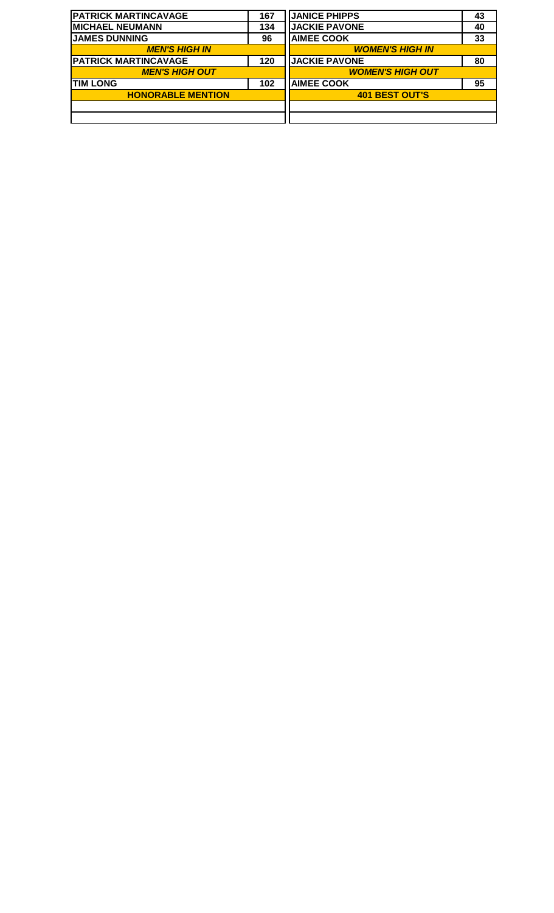| | | | |
|---|---|---|---|
| PATRICK MARTINCAVAGE | 167 | JANICE PHIPPS | 43 |
| MICHAEL NEUMANN | 134 | JACKIE PAVONE | 40 |
| JAMES DUNNING | 96 | AIMEE COOK | 33 |
| ***MEN'S HIGH IN*** | | ***WOMEN'S HIGH IN*** | |
| PATRICK MARTINCAVAGE | 120 | JACKIE PAVONE | 80 |
| ***MEN'S HIGH OUT*** | | ***WOMEN'S HIGH OUT*** | |
| TIM LONG | 102 | AIMEE COOK | 95 |
| **HONORABLE MENTION** | | **401 BEST OUT'S** | |
| | | | |
| | | | |